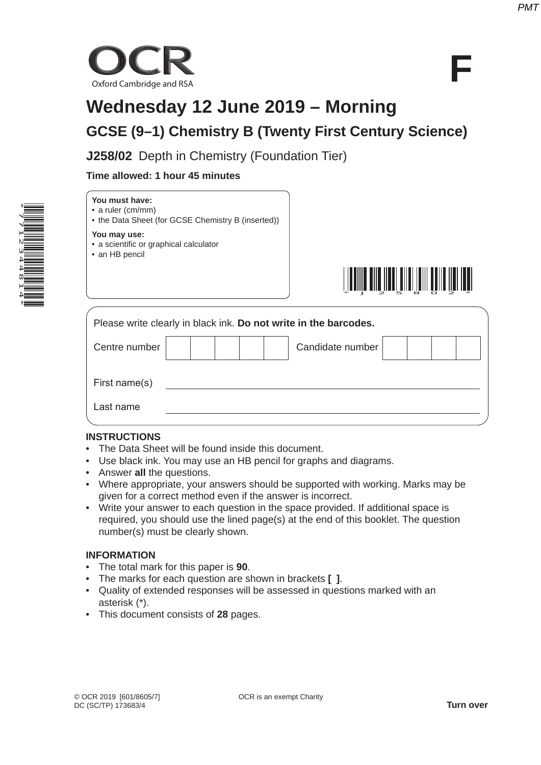OCR

Oxford Cambridge and RSA

**F**

# Wednesday 12 June 2019 – Morning

## GCSE (9–1) Chemistry B (Twenty First Century Science)

### J258/02 Depth in Chemistry (Foundation Tier)

**Time allowed: 1 hour 45 minutes**

**You must have:**
- a ruler (cm/mm)
- the Data Sheet (for GCSE Chemistry B (inserted))

**You may use:**
- a scientific or graphical calculator
- an HB pencil

Please write clearly in black ink. **Do not write in the barcodes.**

| Centre number | | | | | | Candidate number | | | | |
|---|---|---|---|---|---|---|---|---|---|---|

First name(s) ______________________

Last name ______________________

**INSTRUCTIONS**
- The Data Sheet will be found inside this document.
- Use black ink. You may use an HB pencil for graphs and diagrams.
- Answer **all** the questions.
- Where appropriate, your answers should be supported with working. Marks may be given for a correct method even if the answer is incorrect.
- Write your answer to each question in the space provided. If additional space is required, you should use the lined page(s) at the end of this booklet. The question number(s) must be clearly shown.

**INFORMATION**
- The total mark for this paper is **90**.
- The marks for each question are shown in brackets **[ ]**.
- Quality of extended responses will be assessed in questions marked with an asterisk (*).
- This document consists of **28** pages.

© OCR 2019 [601/8605/7]
DC (SC/TP) 173683/4

OCR is an exempt Charity

**Turn over**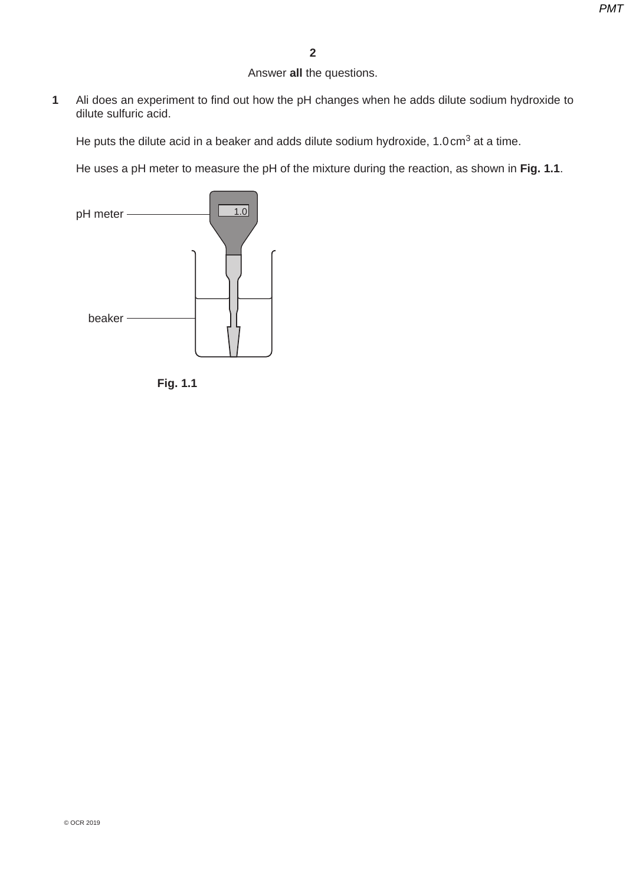Answer **all** the questions.

**1** Ali does an experiment to find out how the pH changes when he adds dilute sodium hydroxide to dilute sulfuric acid.

He puts the dilute acid in a beaker and adds dilute sodium hydroxide, 1.0 $cm^3$ at a time.

He uses a pH meter to measure the pH of the mixture during the reaction, as shown in **Fig. 1.1**.

pH meter

1.0

beaker

**Fig. 1.1**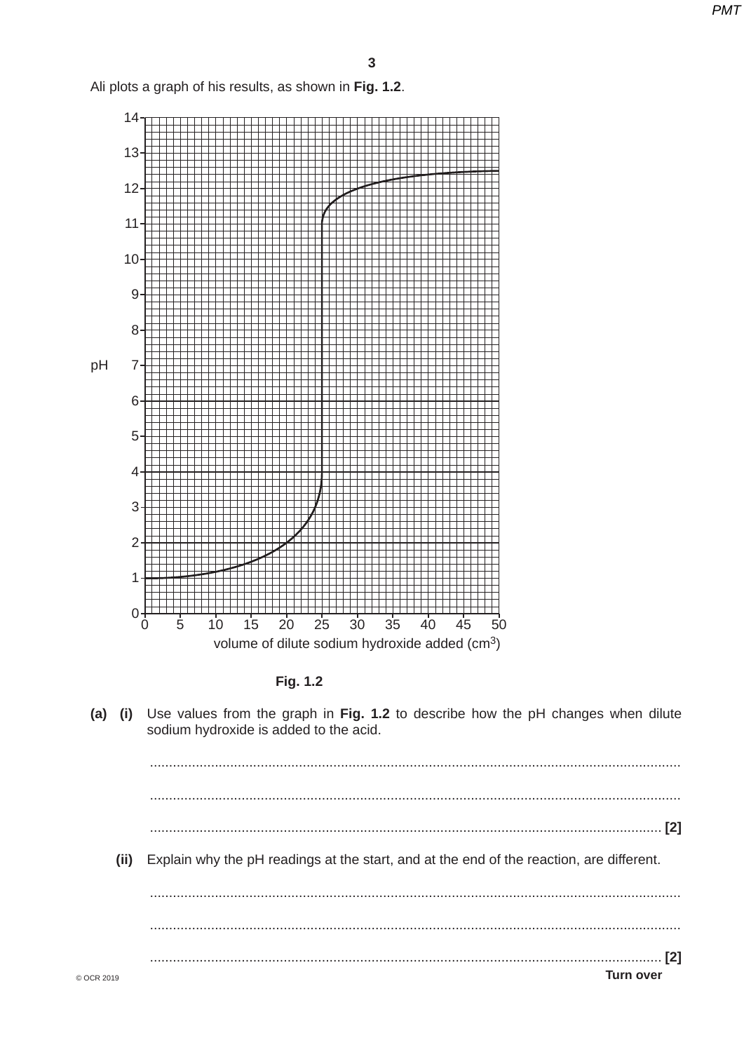Ali plots a graph of his results, as shown in **Fig. 1.2**.

**Fig. 1.2**

**(a) (i)** Use values from the graph in **Fig. 1.2** to describe how the pH changes when dilute sodium hydroxide is added to the acid.

..........................................................................................................................................

..........................................................................................................................................

.................................................................................................................................... **[2]**

**(ii)** Explain why the pH readings at the start, and at the end of the reaction, are different.

..........................................................................................................................................

..........................................................................................................................................

.................................................................................................................................... **[2]**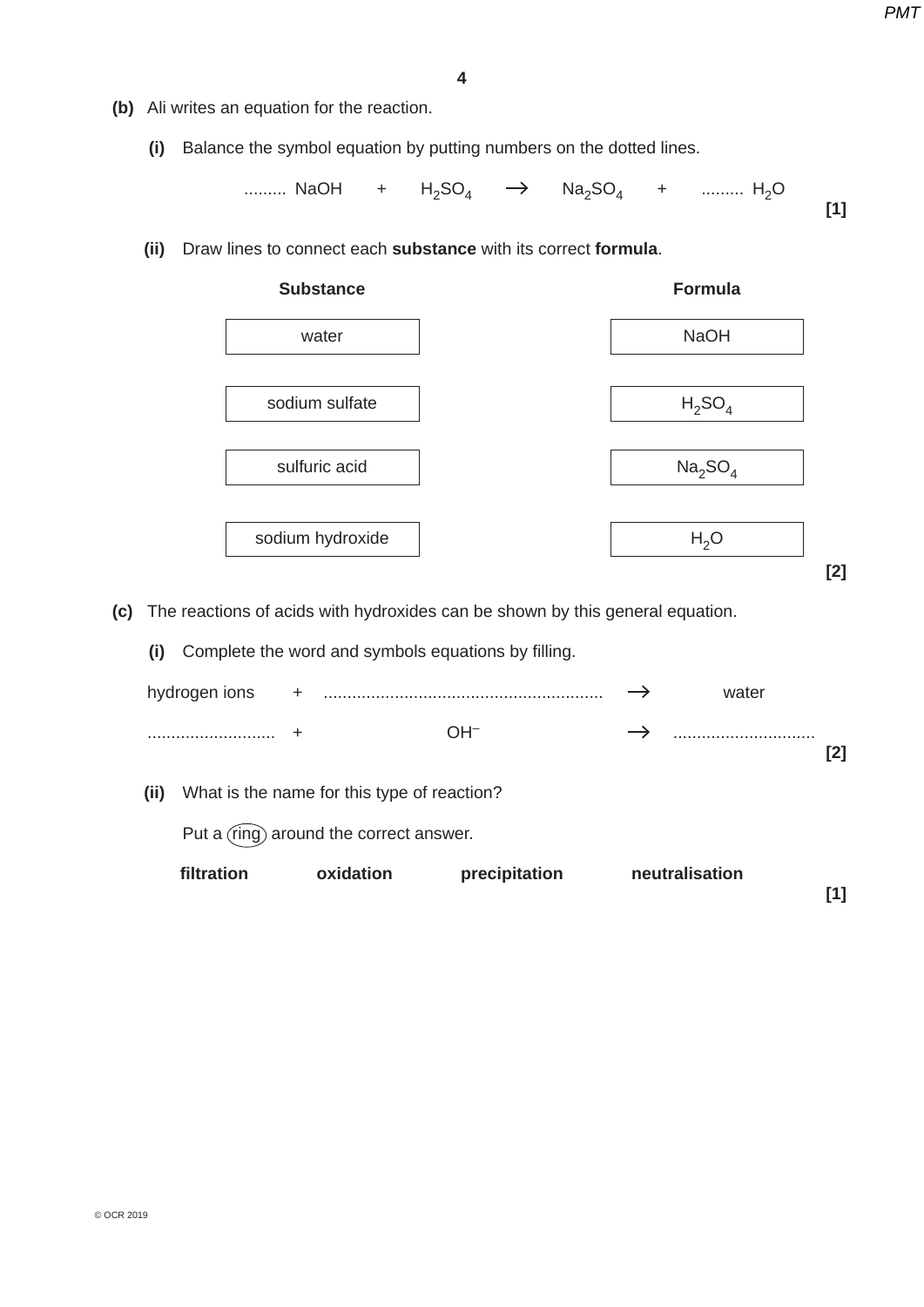**(b)** Ali writes an equation for the reaction.

**(i)** Balance the symbol equation by putting numbers on the dotted lines.

......... $NaOH$ + $H_2SO_4$ $\rightarrow$ $Na_2SO_4$ + ......... $H_2O$ **[1]**

**(ii)** Draw lines to connect each **substance** with its correct **formula**.

| Substance | Formula |
| --- | --- |
| water | $NaOH$ |
| sodium sulfate | $H_2SO_4$ |
| sulfuric acid | $Na_2SO_4$ |
| sodium hydroxide | $H_2O$ |

**[2]**

**(c)** The reactions of acids with hydroxides can be shown by this general equation.

**(i)** Complete the word and symbols equations by filling.

hydrogen ions + ........................................................ $\rightarrow$ water

........................... + $OH^-$ $\rightarrow$ ............................. **[2]**

**(ii)** What is the name for this type of reaction?

Put a ring around the correct answer.

**filtration** **oxidation** **precipitation** **neutralisation**

**[1]**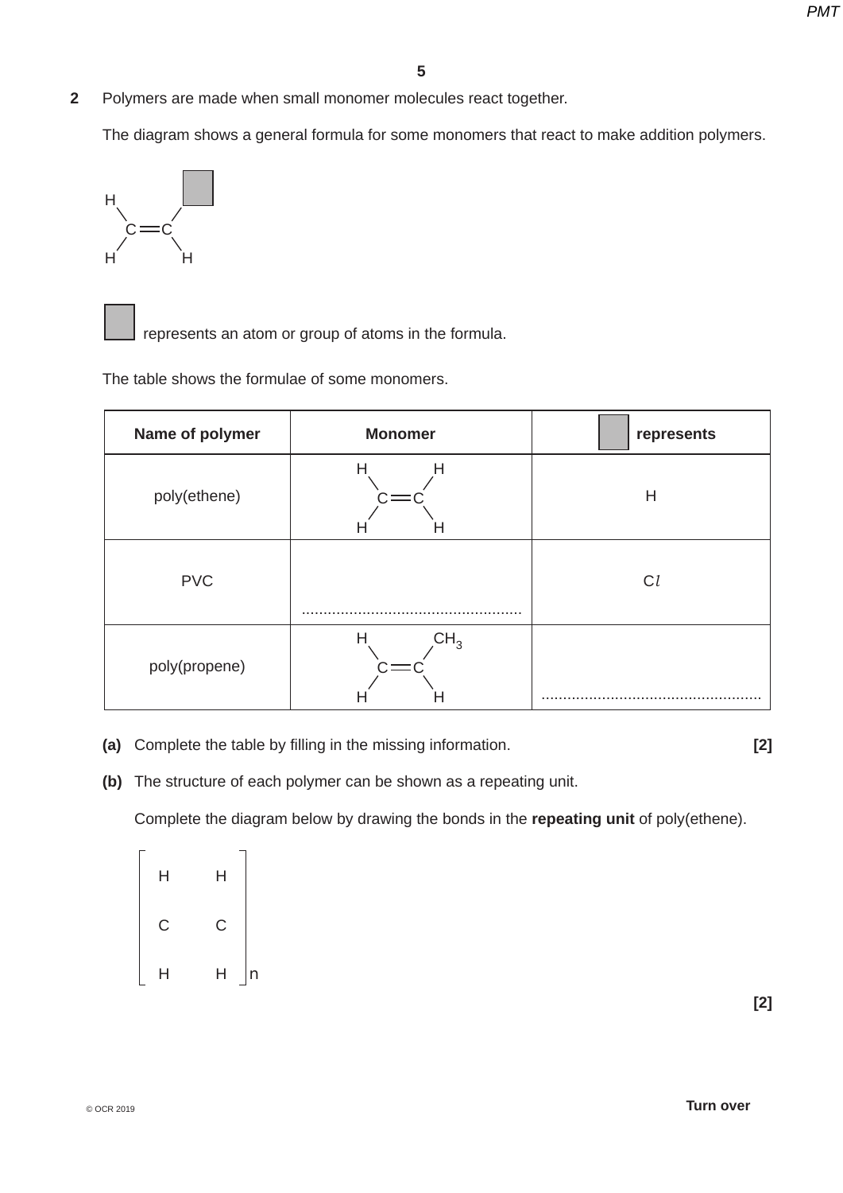**2** Polymers are made when small monomer molecules react together.

The diagram shows a general formula for some monomers that react to make addition polymers.

```
H           [ ]
  \        /
   C ═══ C
  /        \
H           H
```

[ ] represents an atom or group of atoms in the formula.

The table shows the formulae of some monomers.

| Name of polymer | Monomer | [ ] represents |
|---|---|---|
| poly(ethene) | H₂C=CH₂ (H, H / C═C / H, H) | H |
| PVC | .................................................. | C*l* |
| poly(propene) | H, CH₃ / C═C / H, H | .................................................. |

**(a)** Complete the table by filling in the missing information. **[2]**

**(b)** The structure of each polymer can be shown as a repeating unit.

Complete the diagram below by drawing the bonds in the **repeating unit** of poly(ethene).

```
⌈           ⌉
  H      H
  C      C
  H      H
⌊           ⌋n
```

**[2]**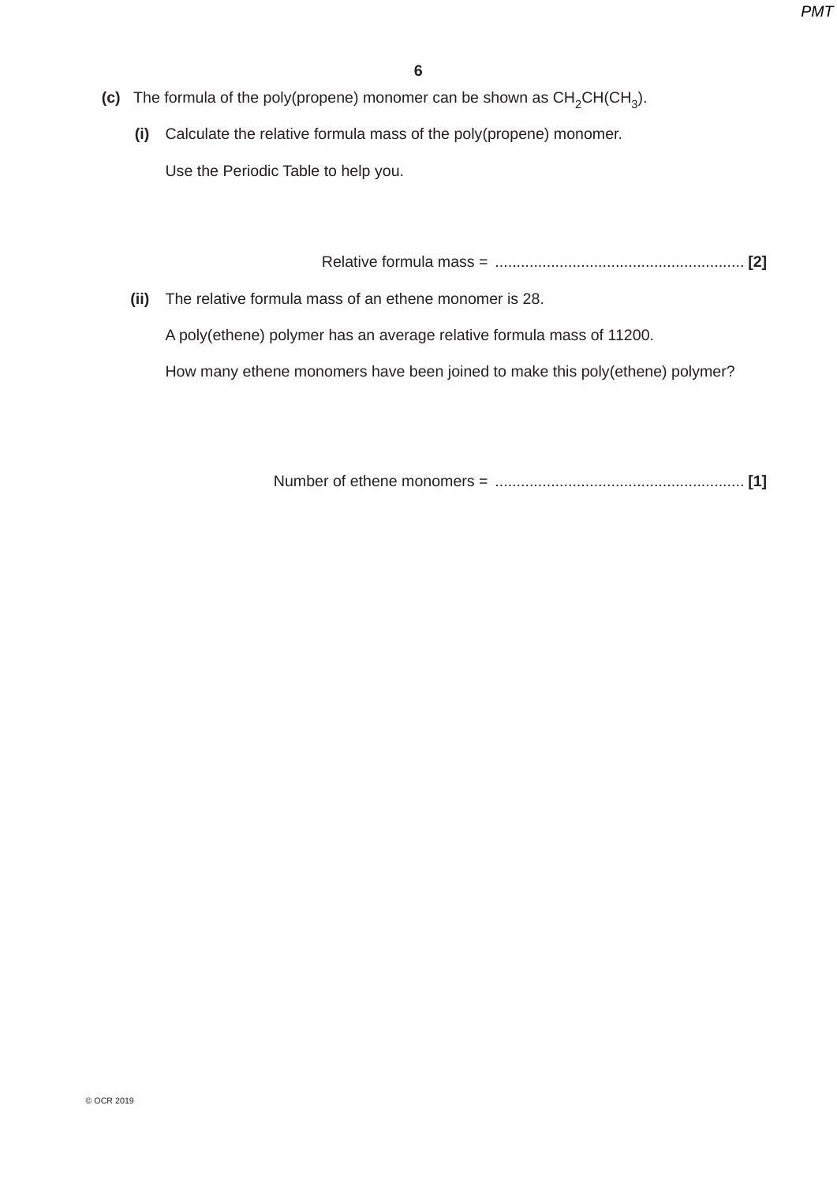**(c)** The formula of the poly(propene) monomer can be shown as $CH_2CH(CH_3)$.

**(i)** Calculate the relative formula mass of the poly(propene) monomer.

Use the Periodic Table to help you.

Relative formula mass = ........................................................ **[2]**

**(ii)** The relative formula mass of an ethene monomer is 28.

A poly(ethene) polymer has an average relative formula mass of 11200.

How many ethene monomers have been joined to make this poly(ethene) polymer?

Number of ethene monomers = ........................................................ **[1]**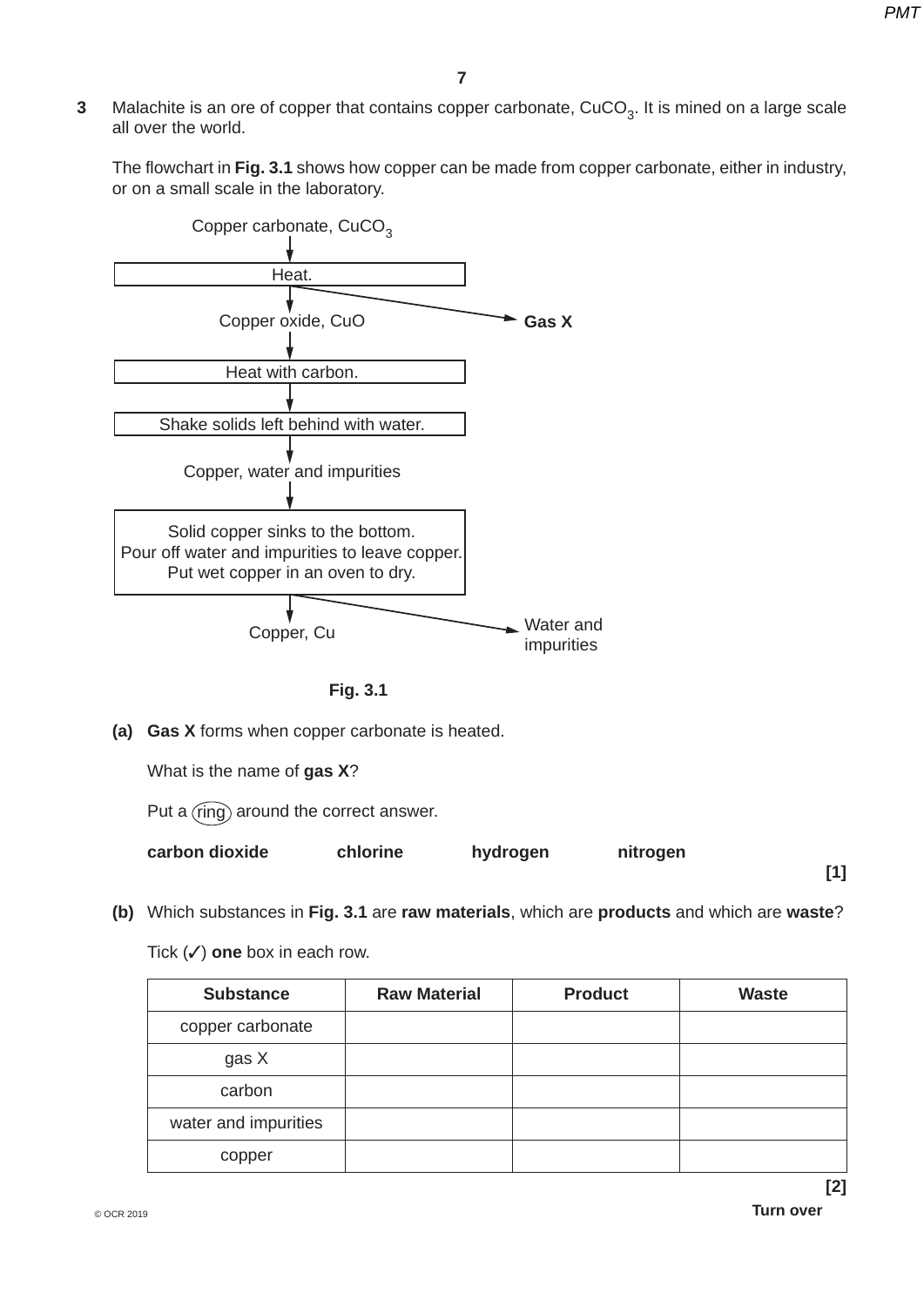**3** Malachite is an ore of copper that contains copper carbonate, $CuCO_3$. It is mined on a large scale all over the world.

The flowchart in **Fig. 3.1** shows how copper can be made from copper carbonate, either in industry, or on a small scale in the laboratory.

Copper carbonate, $CuCO_3$
↓
[Heat.] → **Gas X**
↓
Copper oxide, CuO
↓
[Heat with carbon.]
↓
[Shake solids left behind with water.]
↓
Copper, water and impurities
↓
[Solid copper sinks to the bottom.
Pour off water and impurities to leave copper.
Put wet copper in an oven to dry.] → Water and impurities
↓
Copper, Cu

**Fig. 3.1**

**(a)** **Gas X** forms when copper carbonate is heated.

What is the name of **gas X**?

Put a (ring) around the correct answer.

**carbon dioxide** **chlorine** **hydrogen** **nitrogen**

**[1]**

**(b)** Which substances in **Fig. 3.1** are **raw materials**, which are **products** and which are **waste**?

Tick (✓) **one** box in each row.

| Substance | Raw Material | Product | Waste |
|---|---|---|---|
| copper carbonate | | | |
| gas X | | | |
| carbon | | | |
| water and impurities | | | |
| copper | | | |

**[2]**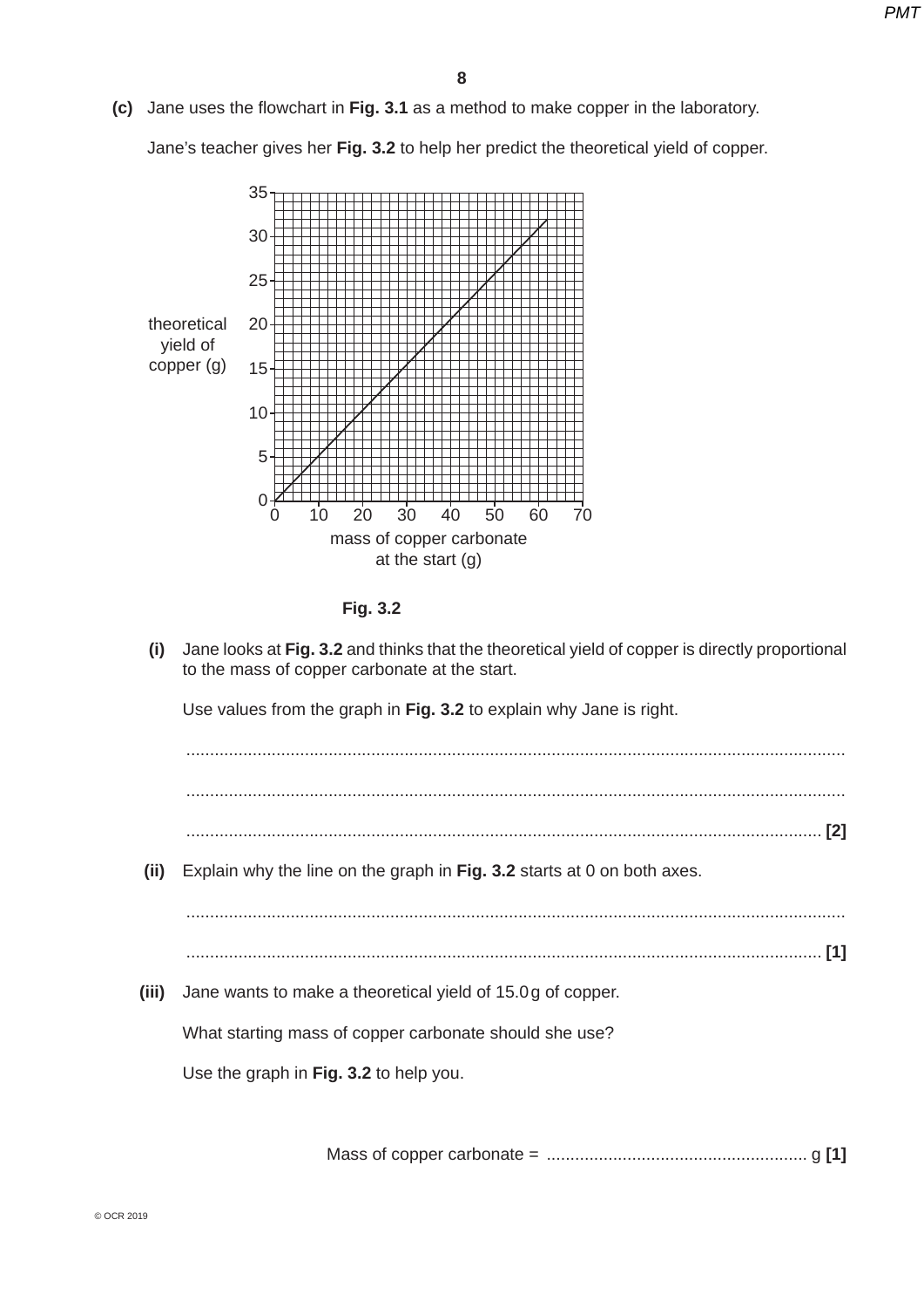**(c)** Jane uses the flowchart in **Fig. 3.1** as a method to make copper in the laboratory.

Jane's teacher gives her **Fig. 3.2** to help her predict the theoretical yield of copper.

Fig. 3.2

**(i)** Jane looks at **Fig. 3.2** and thinks that the theoretical yield of copper is directly proportional to the mass of copper carbonate at the start.

Use values from the graph in **Fig. 3.2** to explain why Jane is right.

..........................................................................................................................................

..........................................................................................................................................

.................................................................................................................................... **[2]**

**(ii)** Explain why the line on the graph in **Fig. 3.2** starts at 0 on both axes.

..........................................................................................................................................

.................................................................................................................................... **[1]**

**(iii)** Jane wants to make a theoretical yield of 15.0 g of copper.

What starting mass of copper carbonate should she use?

Use the graph in **Fig. 3.2** to help you.

Mass of copper carbonate = ....................................................... g **[1]**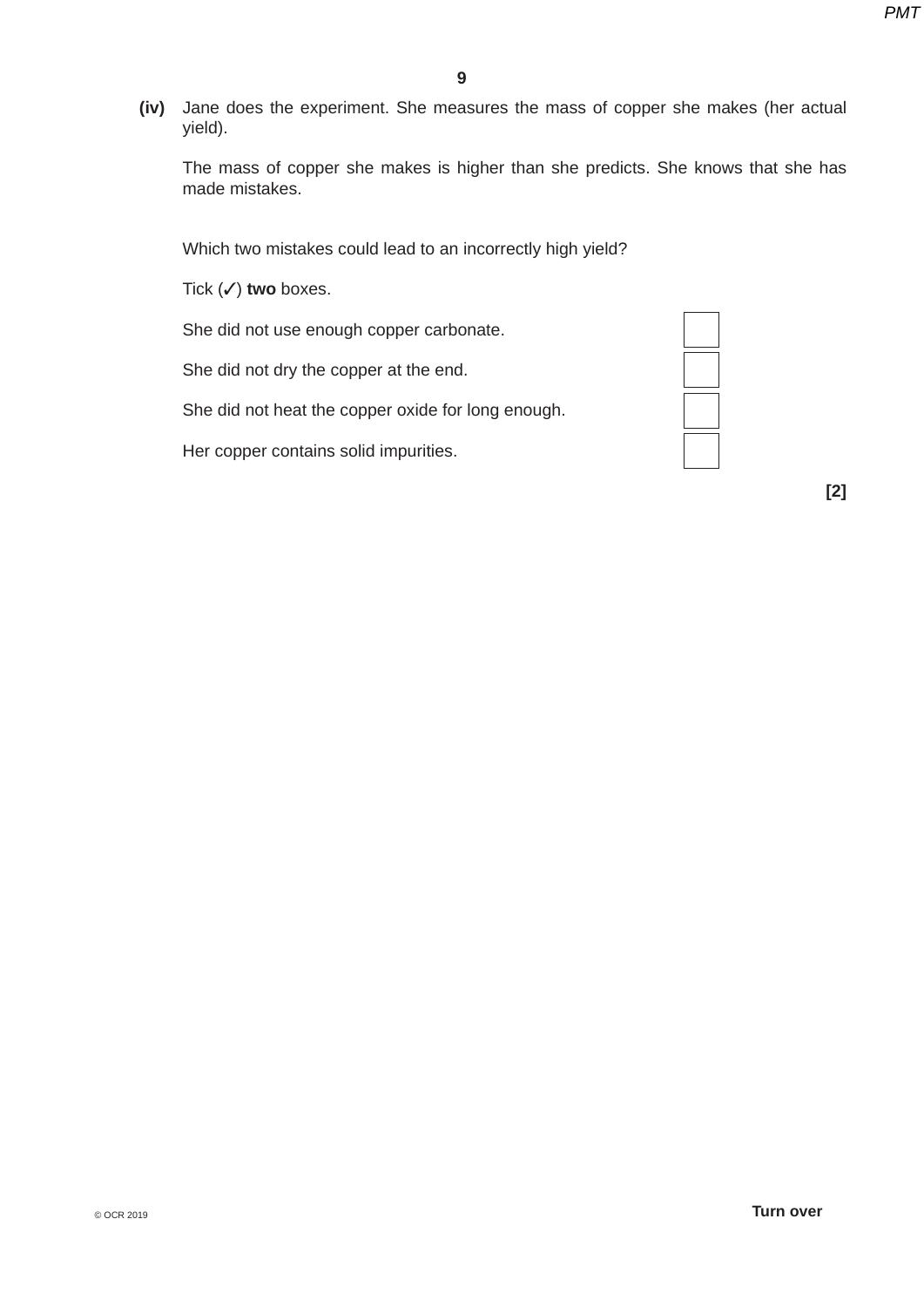**(iv)** Jane does the experiment. She measures the mass of copper she makes (her actual yield).

The mass of copper she makes is higher than she predicts. She knows that she has made mistakes.

Which two mistakes could lead to an incorrectly high yield?

Tick (✓) **two** boxes.

She did not use enough copper carbonate. ☐

She did not dry the copper at the end. ☐

She did not heat the copper oxide for long enough. ☐

Her copper contains solid impurities. ☐

**[2]**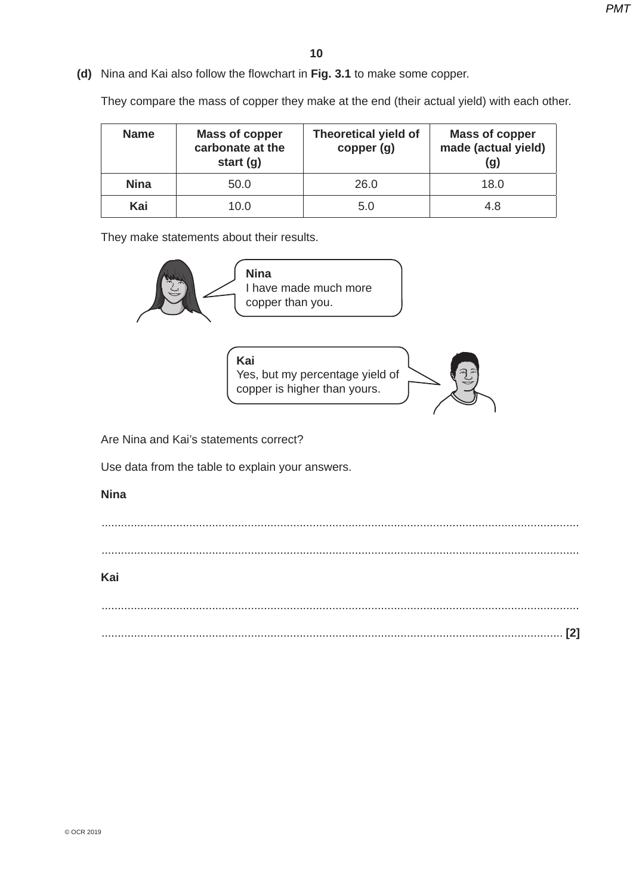**(d)** Nina and Kai also follow the flowchart in **Fig. 3.1** to make some copper.

They compare the mass of copper they make at the end (their actual yield) with each other.

| Name | Mass of copper carbonate at the start (g) | Theoretical yield of copper (g) | Mass of copper made (actual yield) (g) |
|---|---|---|---|
| **Nina** | 50.0 | 26.0 | 18.0 |
| **Kai** | 10.0 | 5.0 | 4.8 |

They make statements about their results.

**Nina**
I have made much more copper than you.

**Kai**
Yes, but my percentage yield of copper is higher than yours.

Are Nina and Kai's statements correct?

Use data from the table to explain your answers.

**Nina**

.................................................................................................................................................

.................................................................................................................................................

**Kai**

.................................................................................................................................................

............................................................................................................................................. **[2]**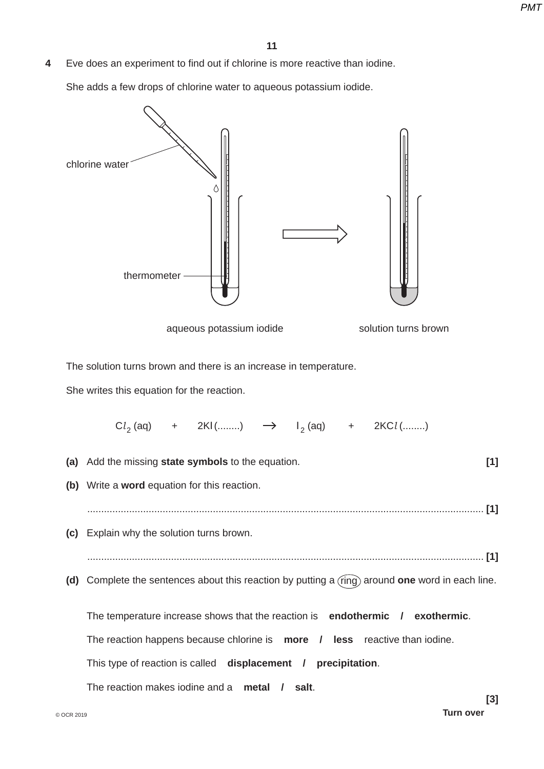**4** Eve does an experiment to find out if chlorine is more reactive than iodine.

She adds a few drops of chlorine water to aqueous potassium iodide.

chlorine water

thermometer

aqueous potassium iodide

solution turns brown

The solution turns brown and there is an increase in temperature.

She writes this equation for the reaction.

$$Cl_2\,(aq) \quad + \quad 2KI\,(........) \quad \rightarrow \quad I_2\,(aq) \quad + \quad 2KCl\,(........)$$

**(a)** Add the missing **state symbols** to the equation. **[1]**

**(b)** Write a **word** equation for this reaction.

............................................................................................................................................ **[1]**

**(c)** Explain why the solution turns brown.

............................................................................................................................................ **[1]**

**(d)** Complete the sentences about this reaction by putting a (ring) around **one** word in each line.

The temperature increase shows that the reaction is **endothermic / exothermic**.

The reaction happens because chlorine is **more / less** reactive than iodine.

This type of reaction is called **displacement / precipitation**.

The reaction makes iodine and a **metal / salt**.

**[3]**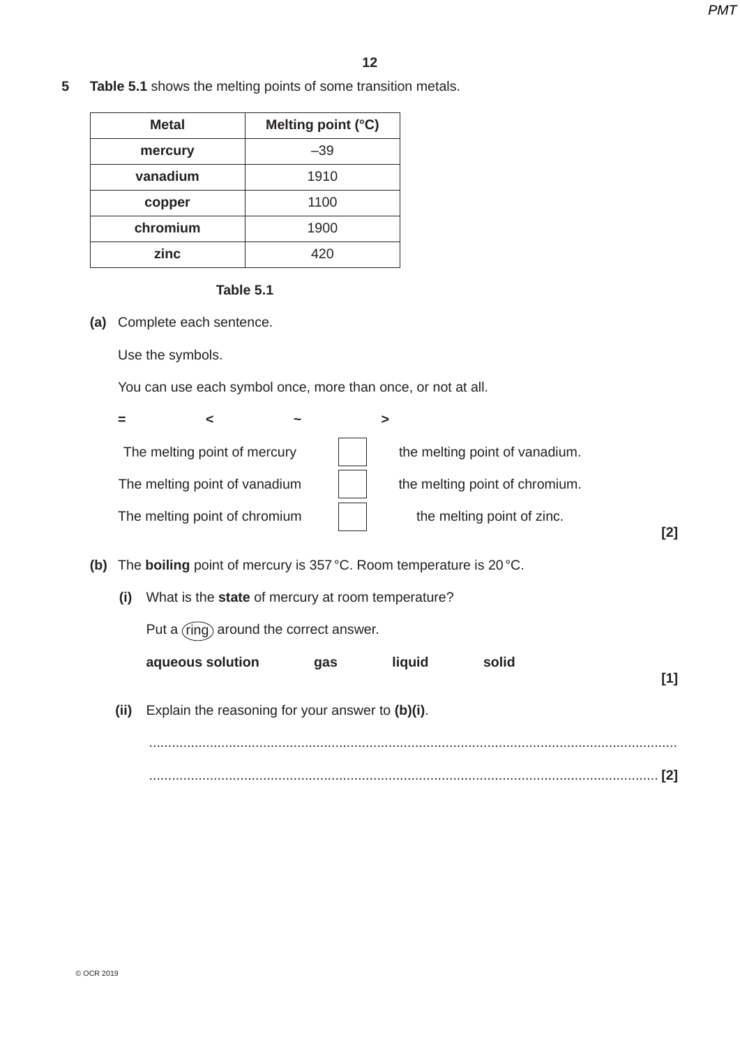**5** **Table 5.1** shows the melting points of some transition metals.

| Metal | Melting point (°C) |
|---|---|
| **mercury** | –39 |
| **vanadium** | 1910 |
| **copper** | 1100 |
| **chromium** | 1900 |
| **zinc** | 420 |

**Table 5.1**

**(a)** Complete each sentence.

Use the symbols.

You can use each symbol once, more than once, or not at all.

**=** **<** **~** **>**

The melting point of mercury [ ] the melting point of vanadium.

The melting point of vanadium [ ] the melting point of chromium.

The melting point of chromium [ ] the melting point of zinc.

**[2]**

**(b)** The **boiling** point of mercury is 357 °C. Room temperature is 20 °C.

**(i)** What is the **state** of mercury at room temperature?

Put a (ring) around the correct answer.

**aqueous solution** **gas** **liquid** **solid**

**[1]**

**(ii)** Explain the reasoning for your answer to **(b)(i)**.

..........................................................................................................................................

.................................................................................................................................... **[2]**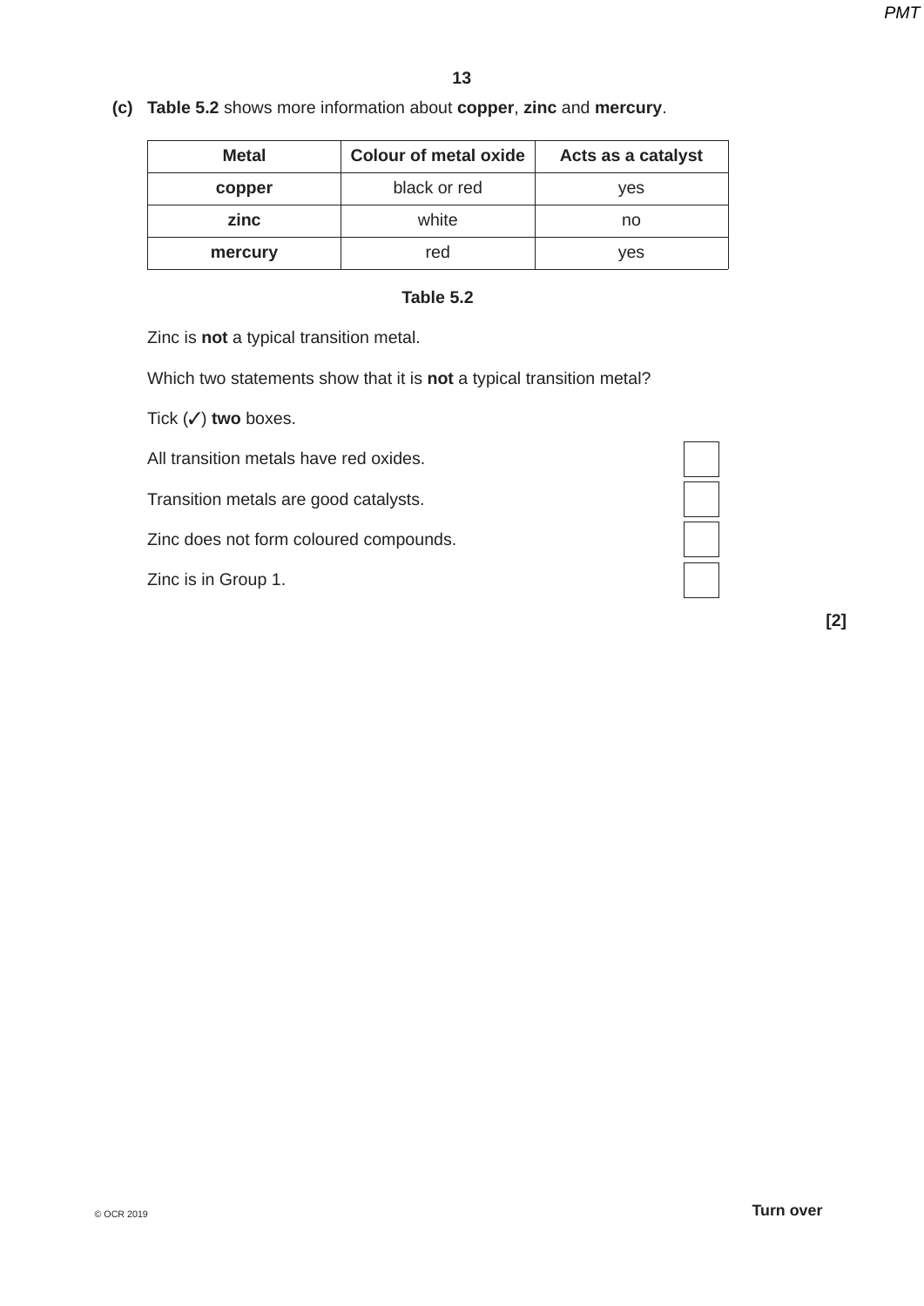**(c)** **Table 5.2** shows more information about **copper**, **zinc** and **mercury**.

| Metal | Colour of metal oxide | Acts as a catalyst |
| --- | --- | --- |
| **copper** | black or red | yes |
| **zinc** | white | no |
| **mercury** | red | yes |

**Table 5.2**

Zinc is **not** a typical transition metal.

Which two statements show that it is **not** a typical transition metal?

Tick (✓) **two** boxes.

All transition metals have red oxides. ☐

Transition metals are good catalysts. ☐

Zinc does not form coloured compounds. ☐

Zinc is in Group 1. ☐

**[2]**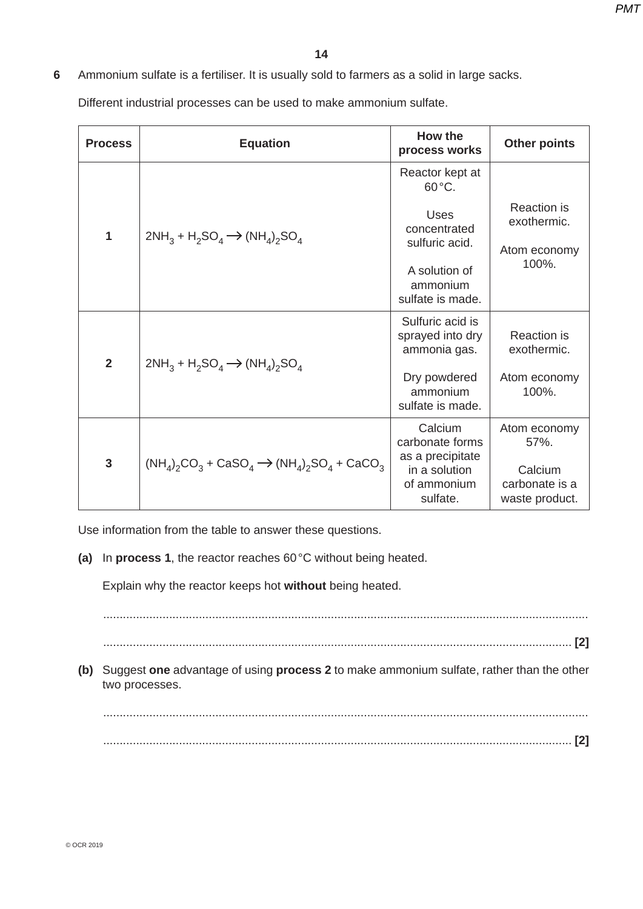**6** Ammonium sulfate is a fertiliser. It is usually sold to farmers as a solid in large sacks.

Different industrial processes can be used to make ammonium sulfate.

| Process | Equation | How the process works | Other points |
|---|---|---|---|
| **1** | $2NH_3 + H_2SO_4 \rightarrow (NH_4)_2SO_4$ | Reactor kept at 60 °C. Uses concentrated sulfuric acid. A solution of ammonium sulfate is made. | Reaction is exothermic. Atom economy 100%. |
| **2** | $2NH_3 + H_2SO_4 \rightarrow (NH_4)_2SO_4$ | Sulfuric acid is sprayed into dry ammonia gas. Dry powdered ammonium sulfate is made. | Reaction is exothermic. Atom economy 100%. |
| **3** | $(NH_4)_2CO_3 + CaSO_4 \rightarrow (NH_4)_2SO_4 + CaCO_3$ | Calcium carbonate forms as a precipitate in a solution of ammonium sulfate. | Atom economy 57%. Calcium carbonate is a waste product. |

Use information from the table to answer these questions.

**(a)** In **process 1**, the reactor reaches 60 °C without being heated.

Explain why the reactor keeps hot **without** being heated.

..........................................................................................................................................

.................................................................................................................................... **[2]**

**(b)** Suggest **one** advantage of using **process 2** to make ammonium sulfate, rather than the other two processes.

..........................................................................................................................................

.................................................................................................................................... **[2]**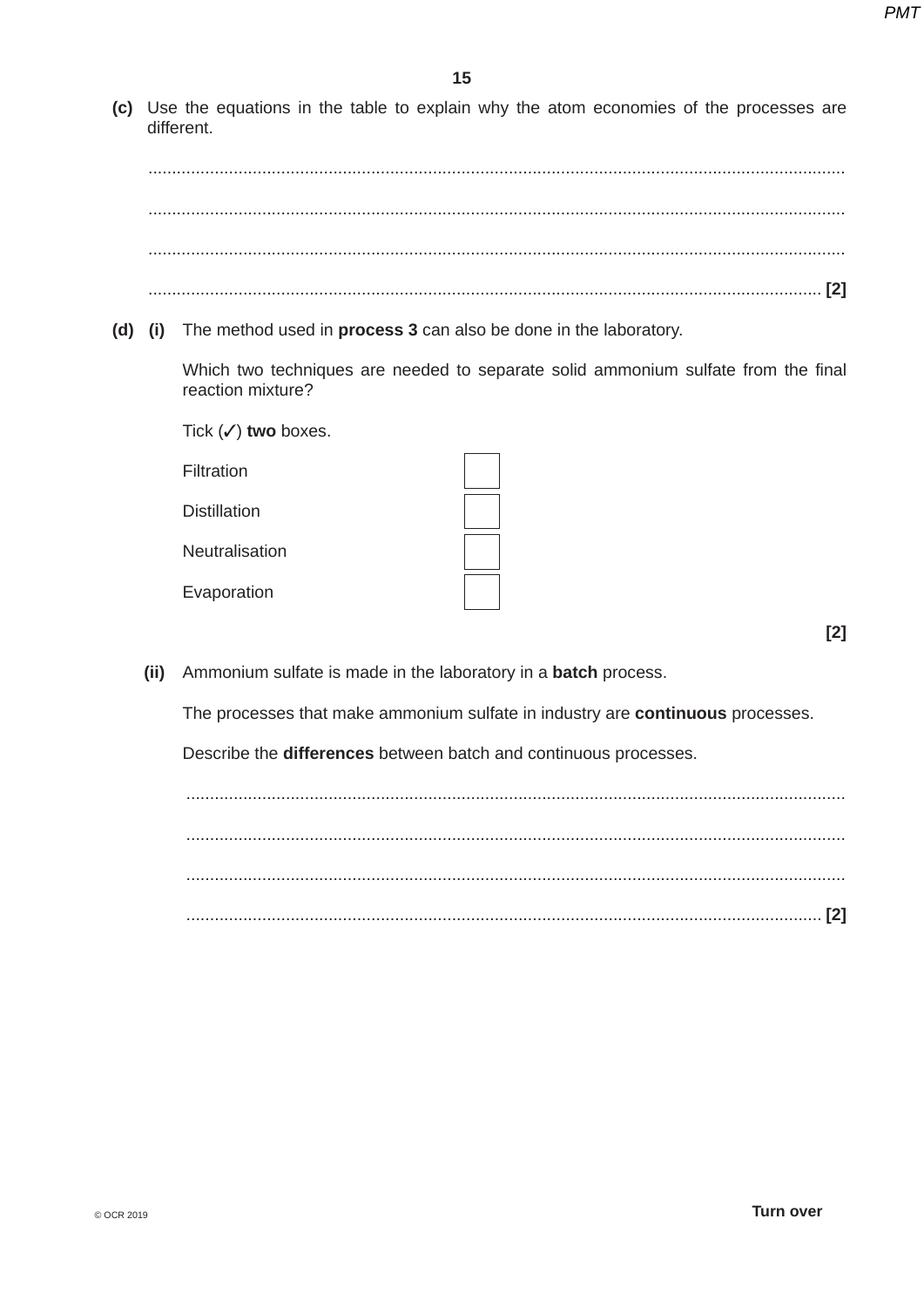**(c)** Use the equations in the table to explain why the atom economies of the processes are different.

.......................................................................................................................................

.......................................................................................................................................

.......................................................................................................................................

....................................................................................................................................... **[2]**

**(d)** **(i)** The method used in **process 3** can also be done in the laboratory.

Which two techniques are needed to separate solid ammonium sulfate from the final reaction mixture?

Tick (✓) **two** boxes.

| | |
|---|---|
| Filtration | ☐ |
| Distillation | ☐ |
| Neutralisation | ☐ |
| Evaporation | ☐ |

**[2]**

**(ii)** Ammonium sulfate is made in the laboratory in a **batch** process.

The processes that make ammonium sulfate in industry are **continuous** processes.

Describe the **differences** between batch and continuous processes.

.......................................................................................................................................

.......................................................................................................................................

.......................................................................................................................................

....................................................................................................................................... **[2]**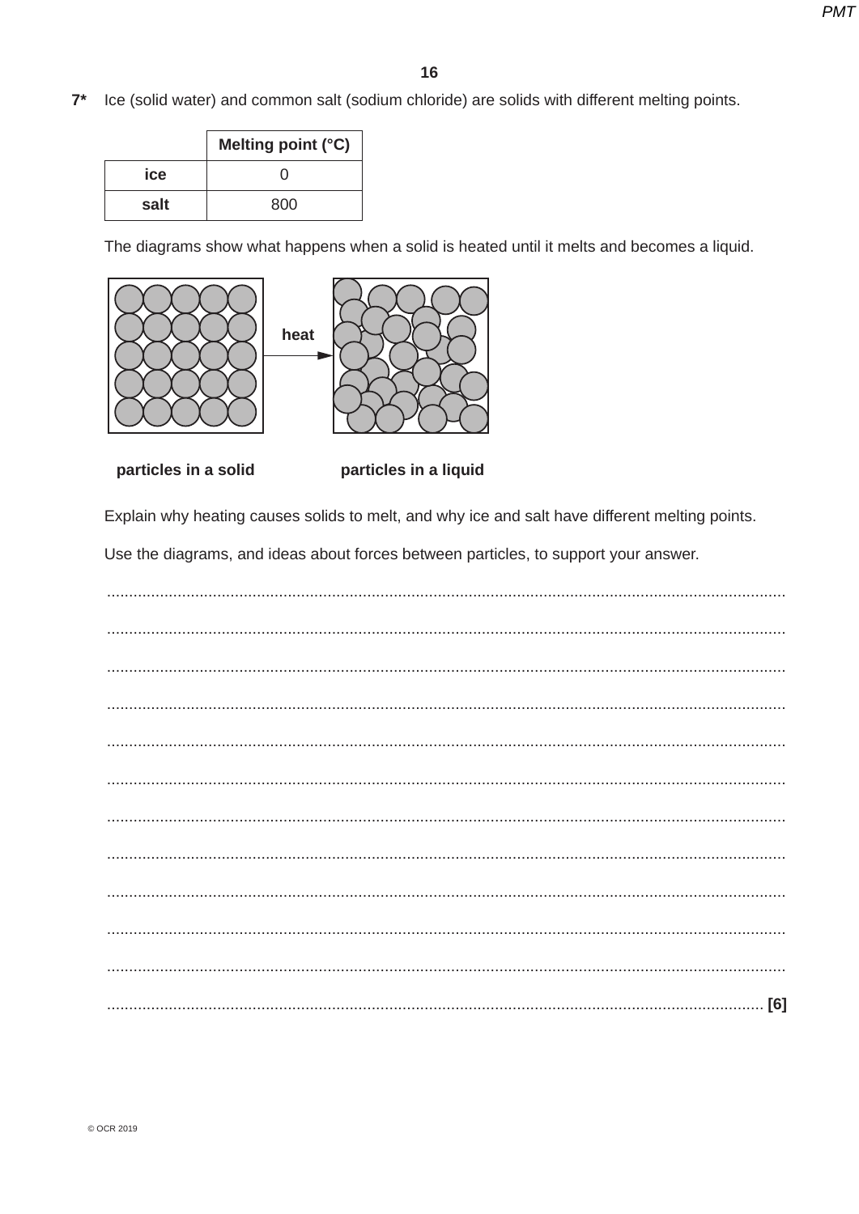**7*** Ice (solid water) and common salt (sodium chloride) are solids with different melting points.

| | Melting point (°C) |
|---|---|
| **ice** | 0 |
| **salt** | 800 |

The diagrams show what happens when a solid is heated until it melts and becomes a liquid.

**heat**

**particles in a solid** **particles in a liquid**

Explain why heating causes solids to melt, and why ice and salt have different melting points.

Use the diagrams, and ideas about forces between particles, to support your answer.

..........................................................................................................................................

..........................................................................................................................................

..........................................................................................................................................

..........................................................................................................................................

..........................................................................................................................................

..........................................................................................................................................

..........................................................................................................................................

..........................................................................................................................................

..........................................................................................................................................

..........................................................................................................................................

..........................................................................................................................................

.................................................................................................................................... **[6]**

© OCR 2019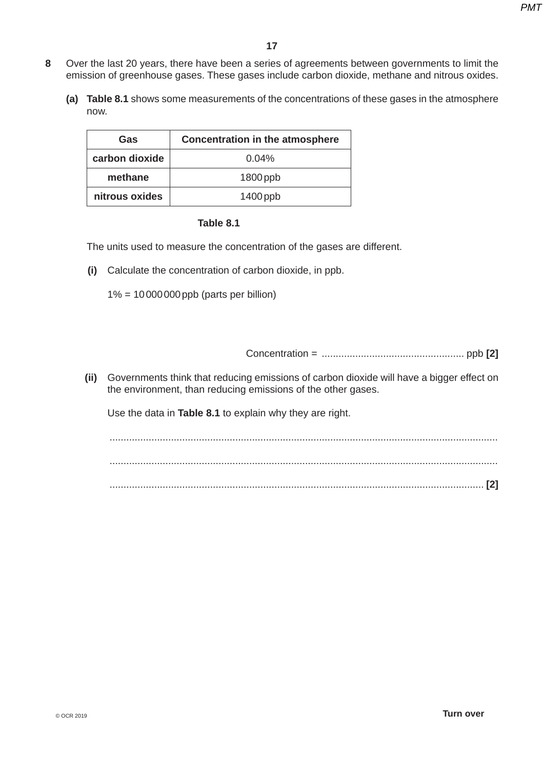**8** Over the last 20 years, there have been a series of agreements between governments to limit the emission of greenhouse gases. These gases include carbon dioxide, methane and nitrous oxides.

**(a)** **Table 8.1** shows some measurements of the concentrations of these gases in the atmosphere now.

| Gas | Concentration in the atmosphere |
|---|---|
| **carbon dioxide** | 0.04% |
| **methane** | 1800 ppb |
| **nitrous oxides** | 1400 ppb |

**Table 8.1**

The units used to measure the concentration of the gases are different.

**(i)** Calculate the concentration of carbon dioxide, in ppb.

1% = 10 000 000 ppb (parts per billion)

Concentration = .................................................. ppb **[2]**

**(ii)** Governments think that reducing emissions of carbon dioxide will have a bigger effect on the environment, than reducing emissions of the other gases.

Use the data in **Table 8.1** to explain why they are right.

...........................................................................................................................................

...........................................................................................................................................

...................................................................................................................................... **[2]**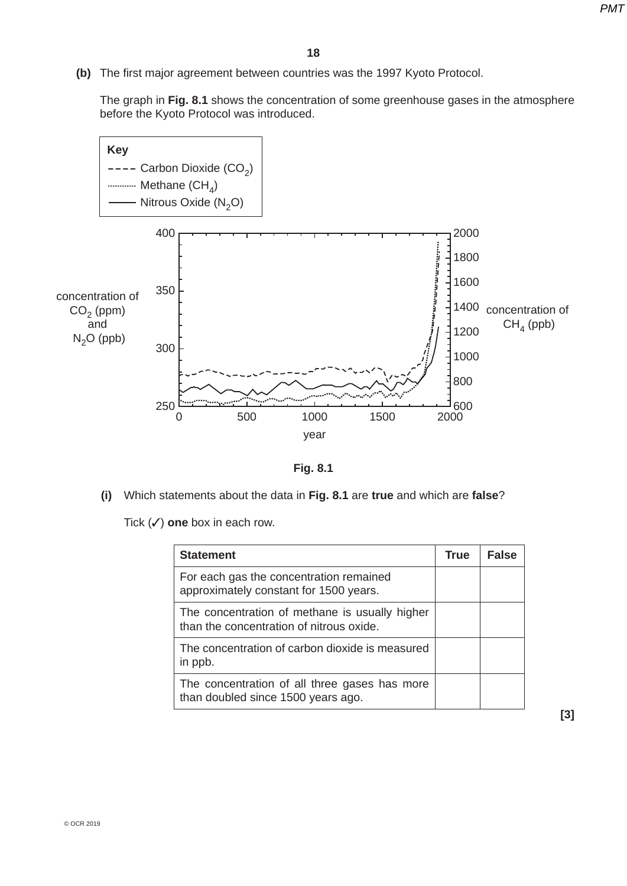**(b)** The first major agreement between countries was the 1997 Kyoto Protocol.

The graph in **Fig. 8.1** shows the concentration of some greenhouse gases in the atmosphere before the Kyoto Protocol was introduced.

**Fig. 8.1**

**(i)** Which statements about the data in **Fig. 8.1** are **true** and which are **false**?

Tick (✓) **one** box in each row.

| Statement | True | False |
|---|---|---|
| For each gas the concentration remained approximately constant for 1500 years. | | |
| The concentration of methane is usually higher than the concentration of nitrous oxide. | | |
| The concentration of carbon dioxide is measured in ppb. | | |
| The concentration of all three gases has more than doubled since 1500 years ago. | | |

**[3]**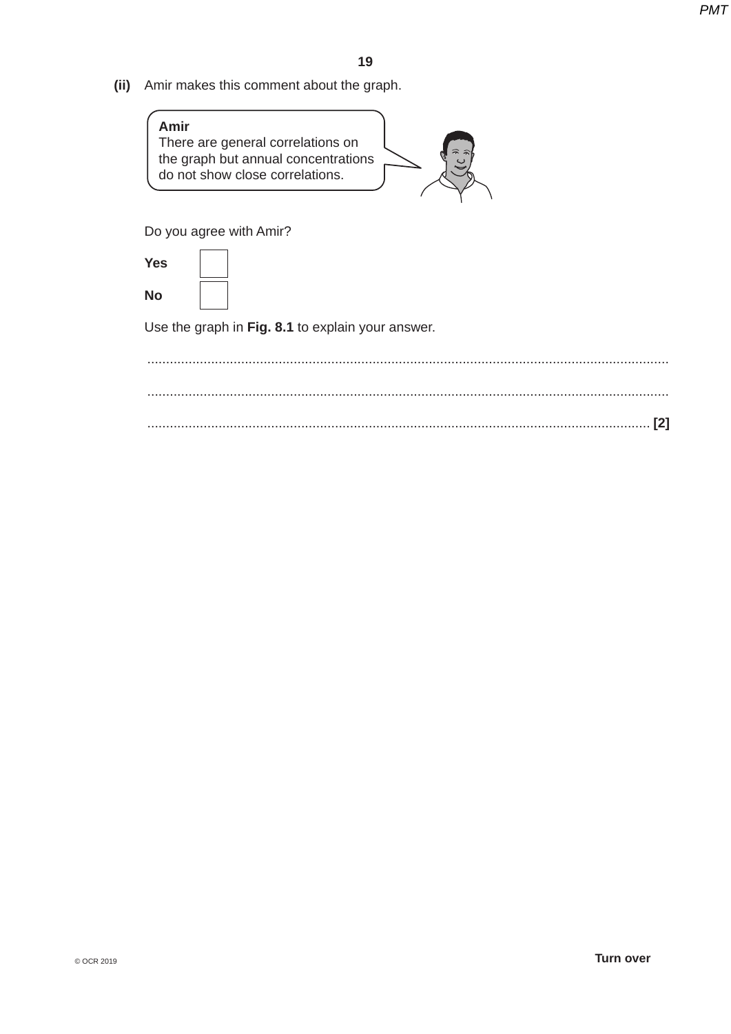**(ii)** Amir makes this comment about the graph.

> **Amir**
> There are general correlations on the graph but annual concentrations do not show close correlations.

Do you agree with Amir?

**Yes** ☐

**No** ☐

Use the graph in **Fig. 8.1** to explain your answer.

..........................................................................................................................................

..........................................................................................................................................

...................................................................................................................................... **[2]**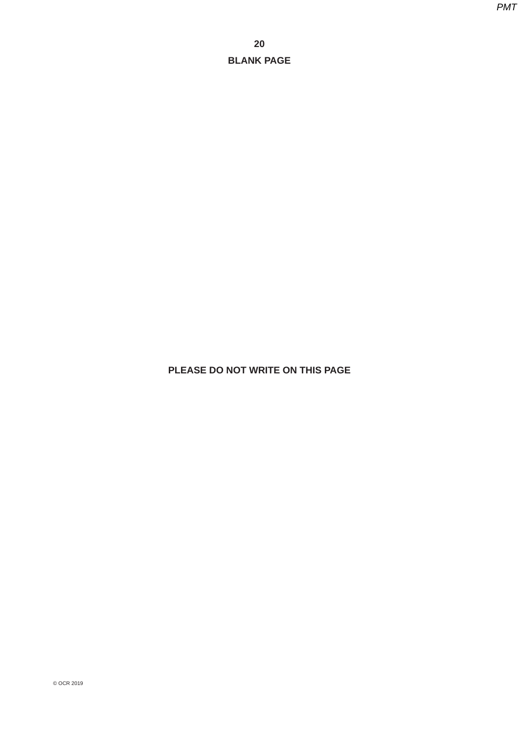**BLANK PAGE**

**PLEASE DO NOT WRITE ON THIS PAGE**

© OCR 2019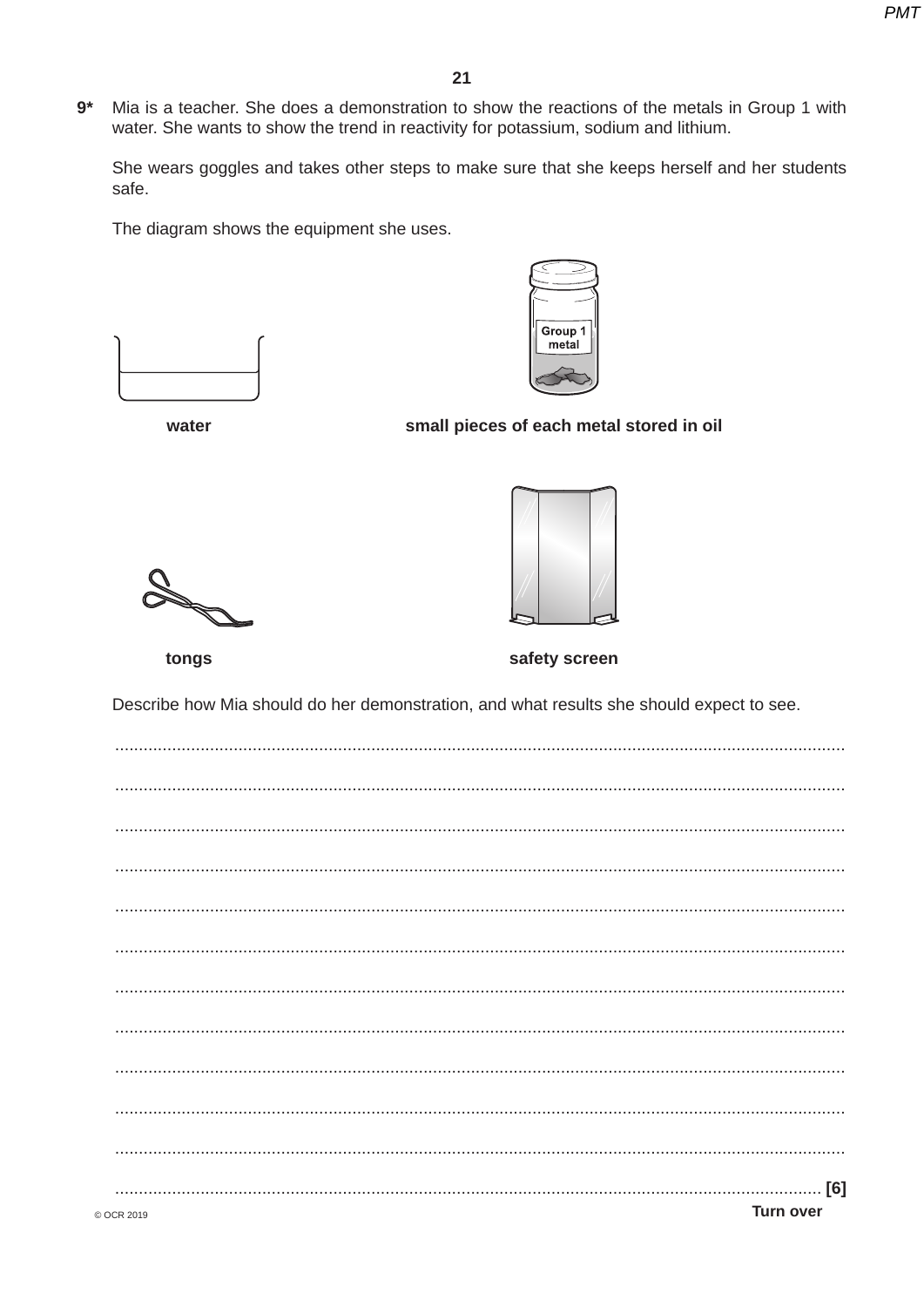**9*** Mia is a teacher. She does a demonstration to show the reactions of the metals in Group 1 with water. She wants to show the trend in reactivity for potassium, sodium and lithium.

She wears goggles and takes other steps to make sure that she keeps herself and her students safe.

The diagram shows the equipment she uses.

water

Group 1 metal

small pieces of each metal stored in oil

tongs

safety screen

Describe how Mia should do her demonstration, and what results she should expect to see.

..........................................................................................................................................

..........................................................................................................................................

..........................................................................................................................................

..........................................................................................................................................

..........................................................................................................................................

..........................................................................................................................................

..........................................................................................................................................

..........................................................................................................................................

..........................................................................................................................................

..........................................................................................................................................

..........................................................................................................................................

.................................................................................................................................... **[6]**

© OCR 2019

**Turn over**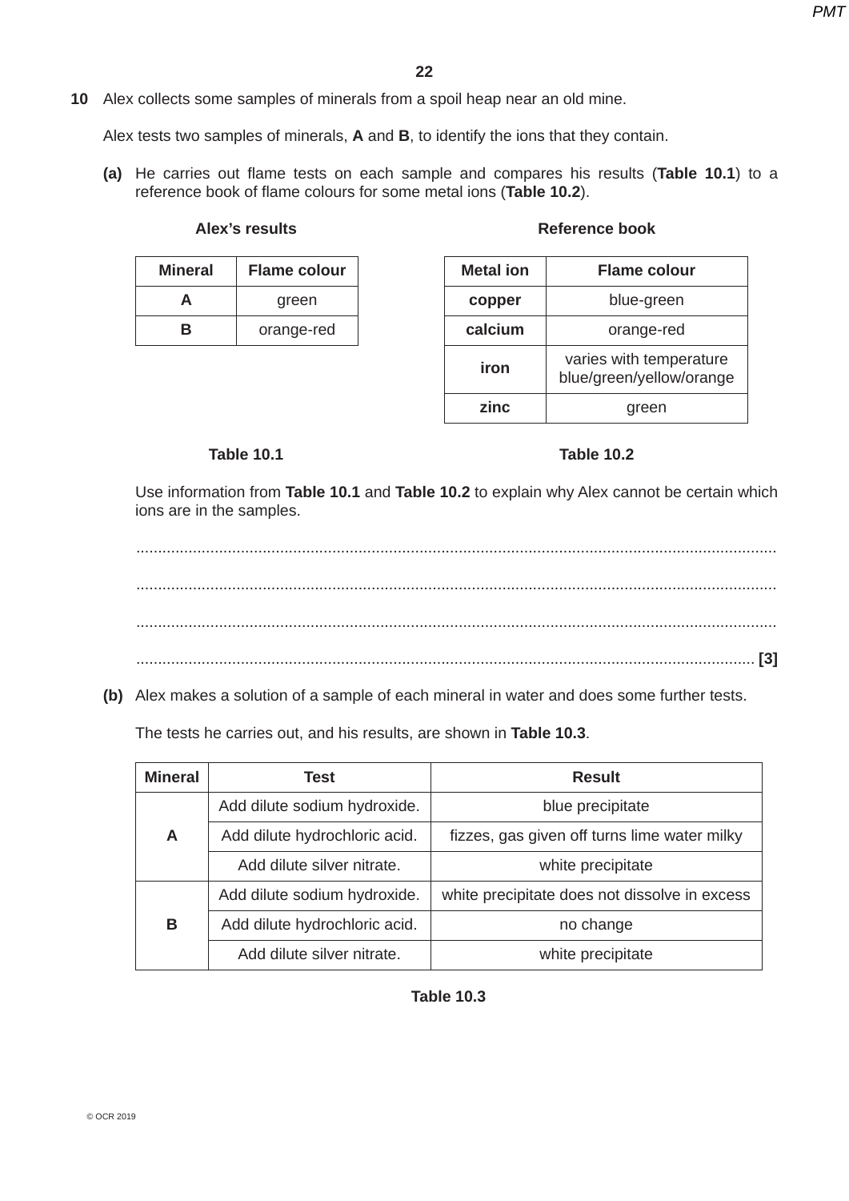**10** Alex collects some samples of minerals from a spoil heap near an old mine.

Alex tests two samples of minerals, **A** and **B**, to identify the ions that they contain.

**(a)** He carries out flame tests on each sample and compares his results (**Table 10.1**) to a reference book of flame colours for some metal ions (**Table 10.2**).

**Alex's results**

| Mineral | Flame colour |
|---|---|
| **A** | green |
| **B** | orange-red |

**Table 10.1**

**Reference book**

| Metal ion | Flame colour |
|---|---|
| **copper** | blue-green |
| **calcium** | orange-red |
| **iron** | varies with temperature blue/green/yellow/orange |
| **zinc** | green |

**Table 10.2**

Use information from **Table 10.1** and **Table 10.2** to explain why Alex cannot be certain which ions are in the samples.

.................................................................................................................................................

.................................................................................................................................................

.................................................................................................................................................

........................................................................................................................................... **[3]**

**(b)** Alex makes a solution of a sample of each mineral in water and does some further tests.

The tests he carries out, and his results, are shown in **Table 10.3**.

| Mineral | Test | Result |
|---|---|---|
| **A** | Add dilute sodium hydroxide. | blue precipitate |
| | Add dilute hydrochloric acid. | fizzes, gas given off turns lime water milky |
| | Add dilute silver nitrate. | white precipitate |
| **B** | Add dilute sodium hydroxide. | white precipitate does not dissolve in excess |
| | Add dilute hydrochloric acid. | no change |
| | Add dilute silver nitrate. | white precipitate |

**Table 10.3**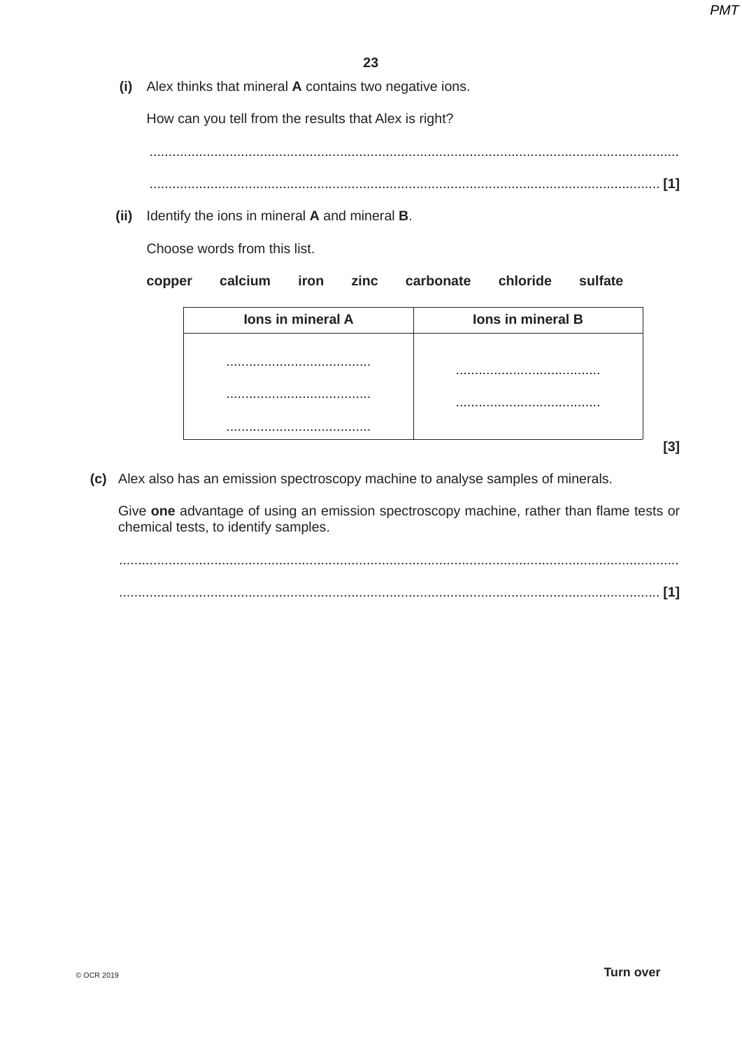**(i)** Alex thinks that mineral **A** contains two negative ions.

How can you tell from the results that Alex is right?

.......................................................................................................................................

....................................................................................................................................... **[1]**

**(ii)** Identify the ions in mineral **A** and mineral **B**.

Choose words from this list.

**copper calcium iron zinc carbonate chloride sulfate**

| Ions in mineral A | Ions in mineral B |
|---|---|
| ......................................<br>......................................<br>...................................... | ......................................<br>...................................... |

**[3]**

**(c)** Alex also has an emission spectroscopy machine to analyse samples of minerals.

Give **one** advantage of using an emission spectroscopy machine, rather than flame tests or chemical tests, to identify samples.

.......................................................................................................................................

....................................................................................................................................... **[1]**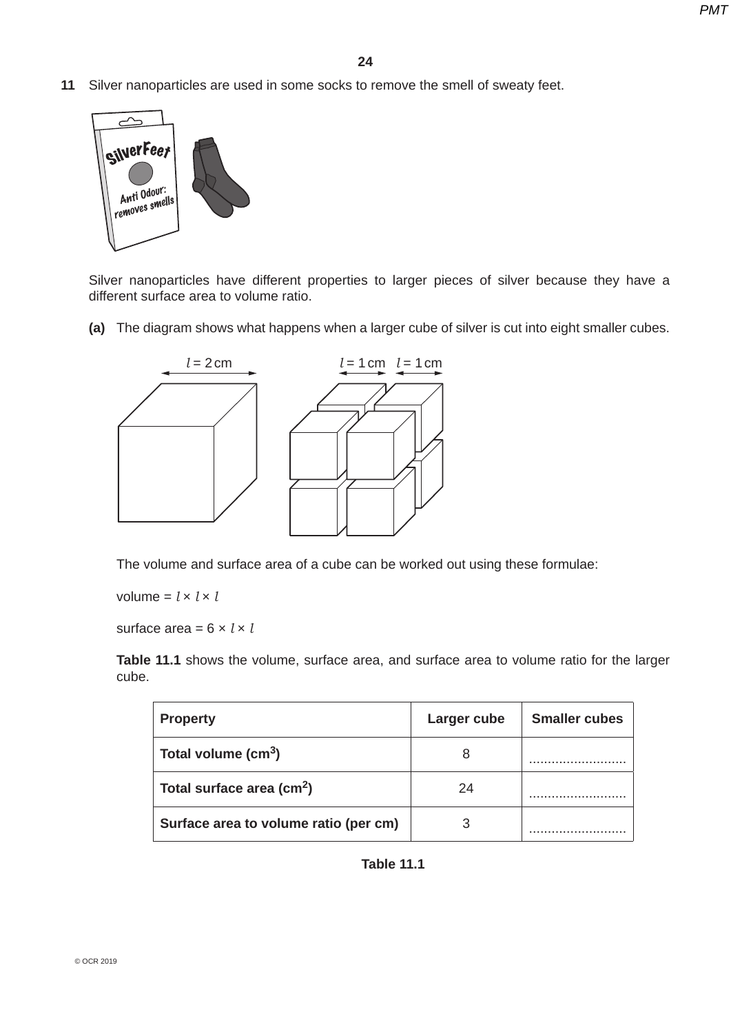**11** Silver nanoparticles are used in some socks to remove the smell of sweaty feet.

Silver nanoparticles have different properties to larger pieces of silver because they have a different surface area to volume ratio.

**(a)** The diagram shows what happens when a larger cube of silver is cut into eight smaller cubes.

$l$ = 2 cm $l$ = 1 cm $l$ = 1 cm

The volume and surface area of a cube can be worked out using these formulae:

volume = $l \times l \times l$

surface area = $6 \times l \times l$

**Table 11.1** shows the volume, surface area, and surface area to volume ratio for the larger cube.

| Property | Larger cube | Smaller cubes |
|---|---|---|
| **Total volume ($cm^3$)** | 8 | .......................... |
| **Total surface area ($cm^2$)** | 24 | .......................... |
| **Surface area to volume ratio (per cm)** | 3 | .......................... |

**Table 11.1**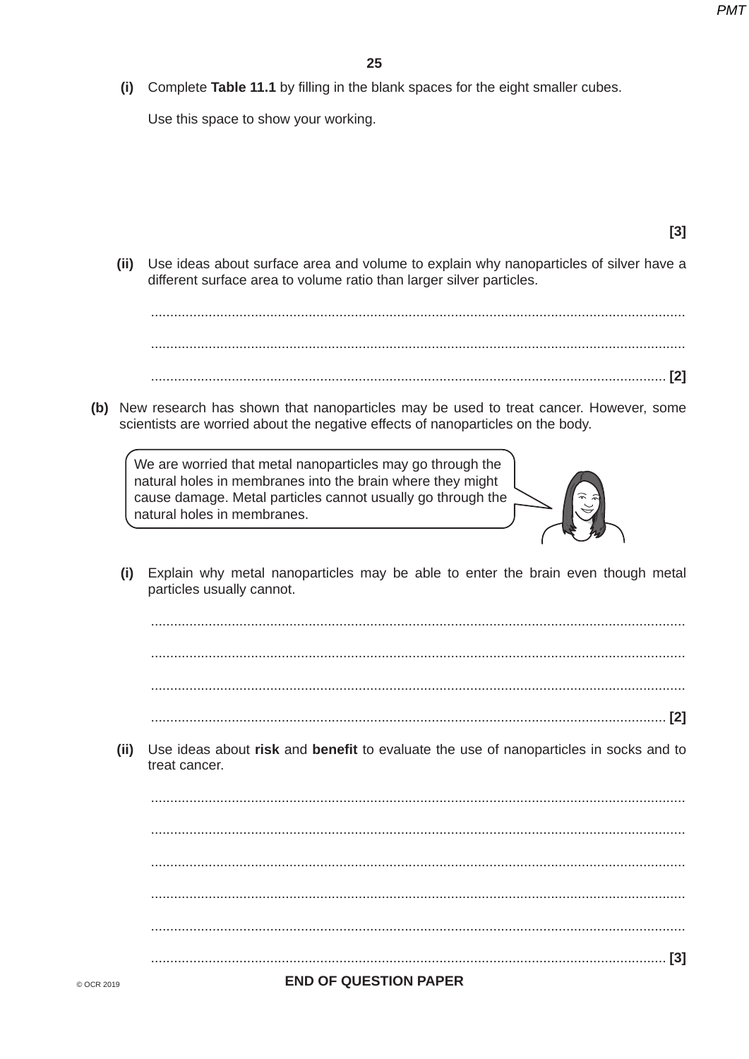**(i)** Complete **Table 11.1** by filling in the blank spaces for the eight smaller cubes.

Use this space to show your working.

**[3]**

**(ii)** Use ideas about surface area and volume to explain why nanoparticles of silver have a different surface area to volume ratio than larger silver particles.

.......................................................................................................................................

.......................................................................................................................................

....................................................................................................................................... **[2]**

**(b)** New research has shown that nanoparticles may be used to treat cancer. However, some scientists are worried about the negative effects of nanoparticles on the body.

> We are worried that metal nanoparticles may go through the natural holes in membranes into the brain where they might cause damage. Metal particles cannot usually go through the natural holes in membranes.

**(i)** Explain why metal nanoparticles may be able to enter the brain even though metal particles usually cannot.

.......................................................................................................................................

.......................................................................................................................................

.......................................................................................................................................

....................................................................................................................................... **[2]**

**(ii)** Use ideas about **risk** and **benefit** to evaluate the use of nanoparticles in socks and to treat cancer.

.......................................................................................................................................

.......................................................................................................................................

.......................................................................................................................................

.......................................................................................................................................

.......................................................................................................................................

....................................................................................................................................... **[3]**

**END OF QUESTION PAPER**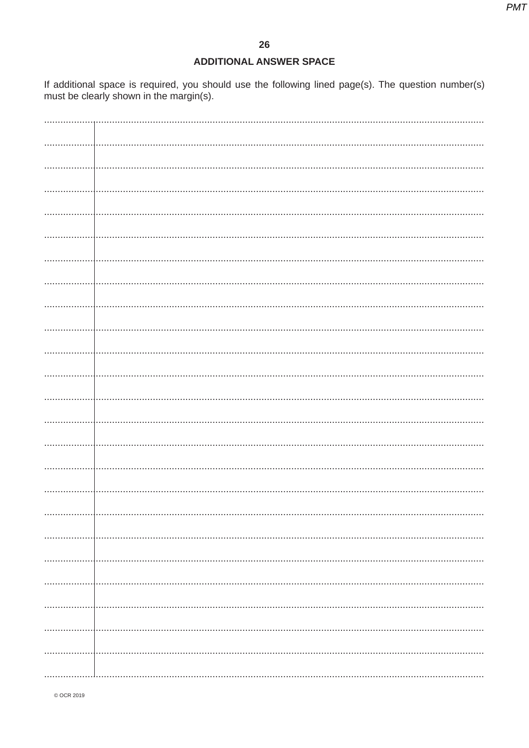## ADDITIONAL ANSWER SPACE

If additional space is required, you should use the following lined page(s). The question number(s) must be clearly shown in the margin(s).

© OCR 2019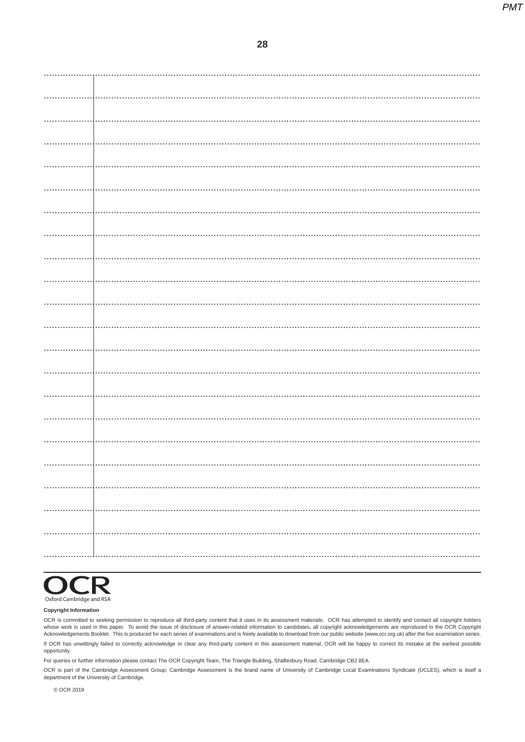OCR

Oxford Cambridge and RSA

**Copyright Information**

OCR is committed to seeking permission to reproduce all third-party content that it uses in its assessment materials. OCR has attempted to identify and contact all copyright holders whose work is used in this paper. To avoid the issue of disclosure of answer-related information to candidates, all copyright acknowledgements are reproduced in the OCR Copyright Acknowledgements Booklet. This is produced for each series of examinations and is freely available to download from our public website (www.ocr.org.uk) after the live examination series.

If OCR has unwittingly failed to correctly acknowledge or clear any third-party content in this assessment material, OCR will be happy to correct its mistake at the earliest possible opportunity.

For queries or further information please contact The OCR Copyright Team, The Triangle Building, Shaftesbury Road, Cambridge CB2 8EA.

OCR is part of the Cambridge Assessment Group; Cambridge Assessment is the brand name of University of Cambridge Local Examinations Syndicate (UCLES), which is itself a department of the University of Cambridge.

© OCR 2019